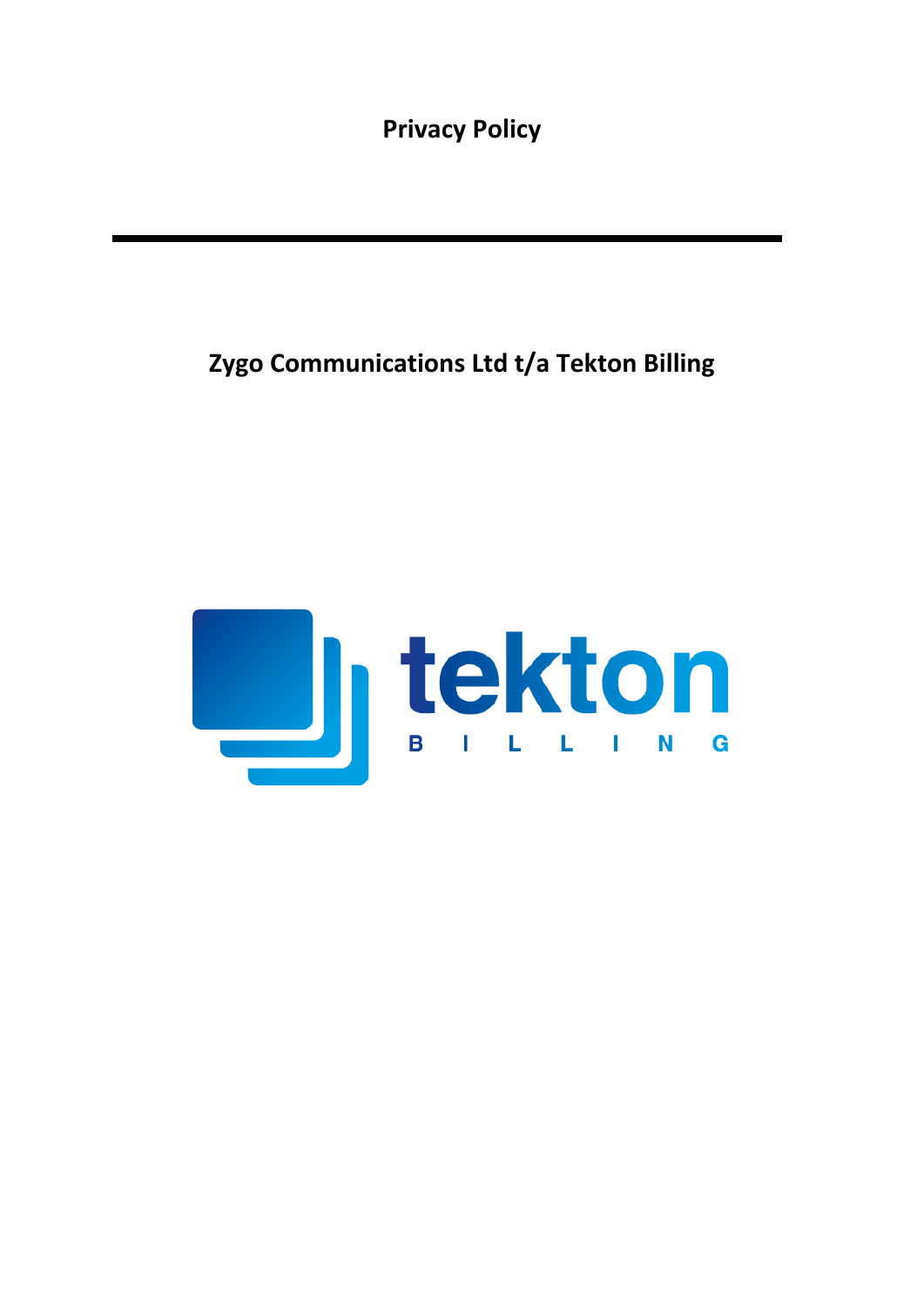# Privacy Policy

---

## Zygo Communications Ltd t/a Tekton Billing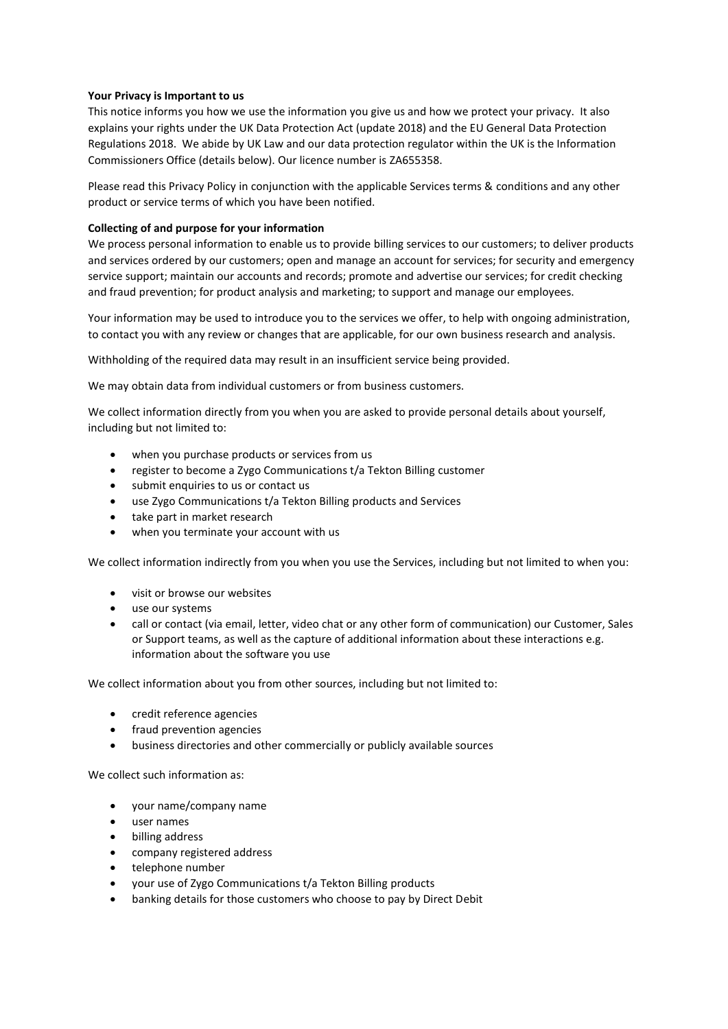**Your Privacy is Important to us**

This notice informs you how we use the information you give us and how we protect your privacy. It also explains your rights under the UK Data Protection Act (update 2018) and the EU General Data Protection Regulations 2018. We abide by UK Law and our data protection regulator within the UK is the Information Commissioners Office (details below). Our licence number is ZA655358.

Please read this Privacy Policy in conjunction with the applicable Services terms & conditions and any other product or service terms of which you have been notified.

**Collecting of and purpose for your information**

We process personal information to enable us to provide billing services to our customers; to deliver products and services ordered by our customers; open and manage an account for services; for security and emergency service support; maintain our accounts and records; promote and advertise our services; for credit checking and fraud prevention; for product analysis and marketing; to support and manage our employees.

Your information may be used to introduce you to the services we offer, to help with ongoing administration, to contact you with any review or changes that are applicable, for our own business research and analysis.

Withholding of the required data may result in an insufficient service being provided.

We may obtain data from individual customers or from business customers.

We collect information directly from you when you are asked to provide personal details about yourself, including but not limited to:

- when you purchase products or services from us
- register to become a Zygo Communications t/a Tekton Billing customer
- submit enquiries to us or contact us
- use Zygo Communications t/a Tekton Billing products and Services
- take part in market research
- when you terminate your account with us

We collect information indirectly from you when you use the Services, including but not limited to when you:

- visit or browse our websites
- use our systems
- call or contact (via email, letter, video chat or any other form of communication) our Customer, Sales or Support teams, as well as the capture of additional information about these interactions e.g. information about the software you use

We collect information about you from other sources, including but not limited to:

- credit reference agencies
- fraud prevention agencies
- business directories and other commercially or publicly available sources

We collect such information as:

- your name/company name
- user names
- billing address
- company registered address
- telephone number
- your use of Zygo Communications t/a Tekton Billing products
- banking details for those customers who choose to pay by Direct Debit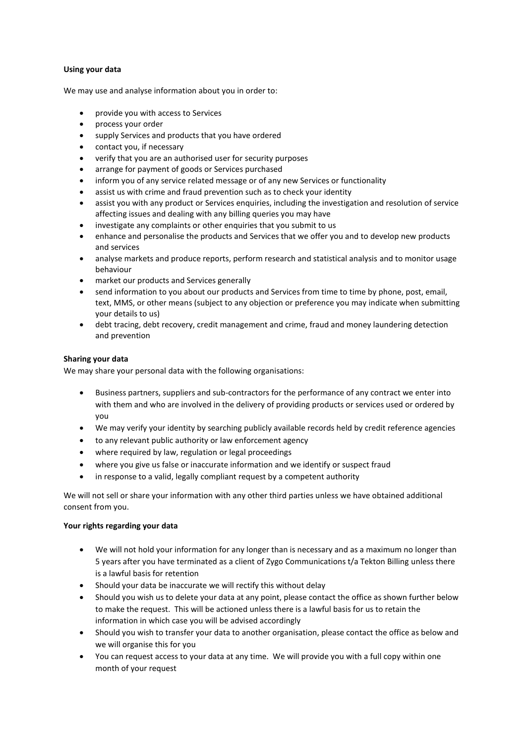**Using your data**

We may use and analyse information about you in order to:

- provide you with access to Services
- process your order
- supply Services and products that you have ordered
- contact you, if necessary
- verify that you are an authorised user for security purposes
- arrange for payment of goods or Services purchased
- inform you of any service related message or of any new Services or functionality
- assist us with crime and fraud prevention such as to check your identity
- assist you with any product or Services enquiries, including the investigation and resolution of service affecting issues and dealing with any billing queries you may have
- investigate any complaints or other enquiries that you submit to us
- enhance and personalise the products and Services that we offer you and to develop new products and services
- analyse markets and produce reports, perform research and statistical analysis and to monitor usage behaviour
- market our products and Services generally
- send information to you about our products and Services from time to time by phone, post, email, text, MMS, or other means (subject to any objection or preference you may indicate when submitting your details to us)
- debt tracing, debt recovery, credit management and crime, fraud and money laundering detection and prevention

**Sharing your data**

We may share your personal data with the following organisations:

- Business partners, suppliers and sub-contractors for the performance of any contract we enter into with them and who are involved in the delivery of providing products or services used or ordered by you
- We may verify your identity by searching publicly available records held by credit reference agencies
- to any relevant public authority or law enforcement agency
- where required by law, regulation or legal proceedings
- where you give us false or inaccurate information and we identify or suspect fraud
- in response to a valid, legally compliant request by a competent authority

We will not sell or share your information with any other third parties unless we have obtained additional consent from you.

**Your rights regarding your data**

- We will not hold your information for any longer than is necessary and as a maximum no longer than 5 years after you have terminated as a client of Zygo Communications t/a Tekton Billing unless there is a lawful basis for retention
- Should your data be inaccurate we will rectify this without delay
- Should you wish us to delete your data at any point, please contact the office as shown further below to make the request. This will be actioned unless there is a lawful basis for us to retain the information in which case you will be advised accordingly
- Should you wish to transfer your data to another organisation, please contact the office as below and we will organise this for you
- You can request access to your data at any time. We will provide you with a full copy within one month of your request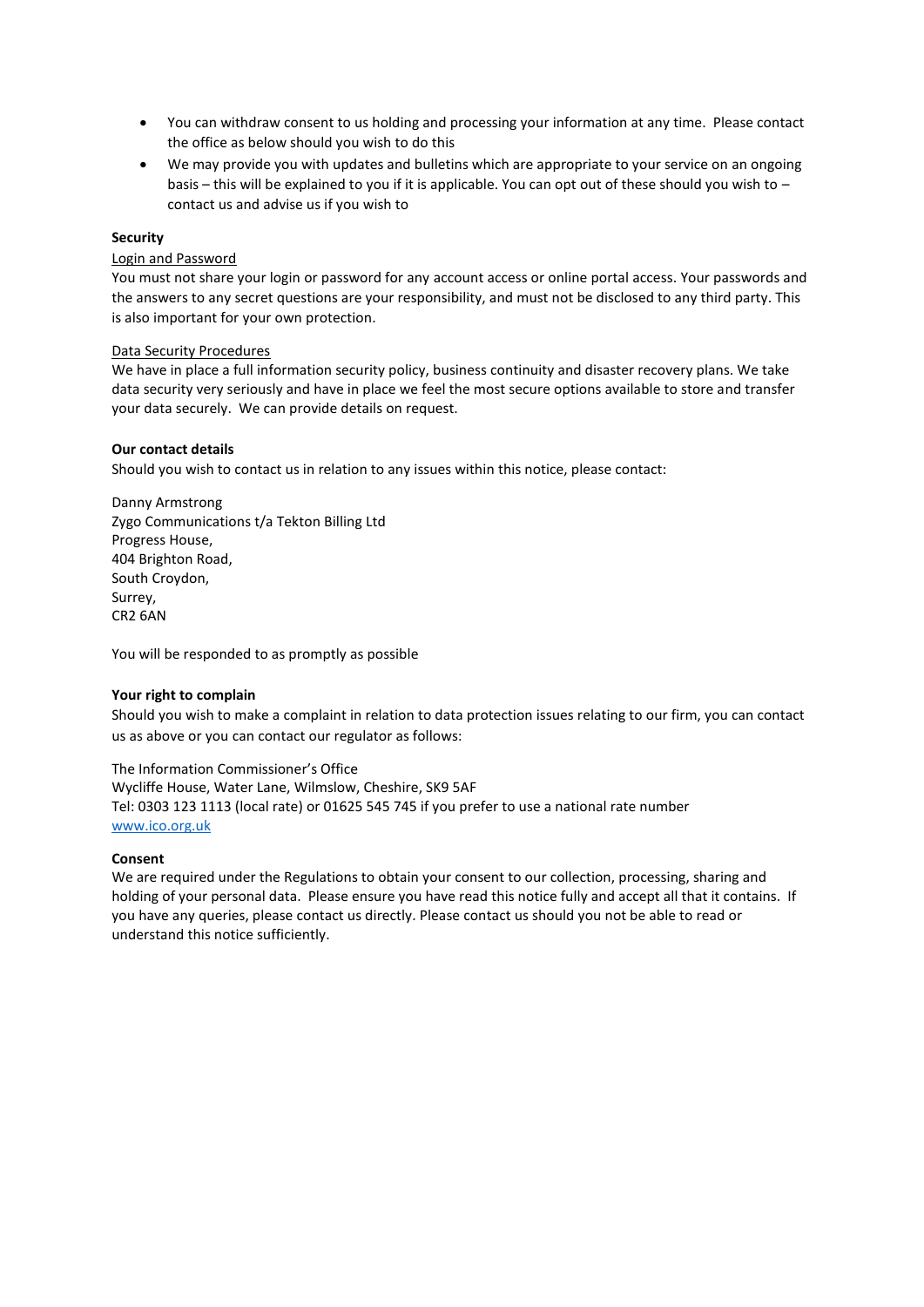- You can withdraw consent to us holding and processing your information at any time. Please contact the office as below should you wish to do this
- We may provide you with updates and bulletins which are appropriate to your service on an ongoing basis – this will be explained to you if it is applicable. You can opt out of these should you wish to – contact us and advise us if you wish to

**Security**

Login and Password

You must not share your login or password for any account access or online portal access. Your passwords and the answers to any secret questions are your responsibility, and must not be disclosed to any third party. This is also important for your own protection.

Data Security Procedures

We have in place a full information security policy, business continuity and disaster recovery plans. We take data security very seriously and have in place we feel the most secure options available to store and transfer your data securely. We can provide details on request.

**Our contact details**

Should you wish to contact us in relation to any issues within this notice, please contact:

Danny Armstrong
Zygo Communications t/a Tekton Billing Ltd
Progress House,
404 Brighton Road,
South Croydon,
Surrey,
CR2 6AN

You will be responded to as promptly as possible

**Your right to complain**

Should you wish to make a complaint in relation to data protection issues relating to our firm, you can contact us as above or you can contact our regulator as follows:

The Information Commissioner's Office
Wycliffe House, Water Lane, Wilmslow, Cheshire, SK9 5AF
Tel: 0303 123 1113 (local rate) or 01625 545 745 if you prefer to use a national rate number
www.ico.org.uk

**Consent**

We are required under the Regulations to obtain your consent to our collection, processing, sharing and holding of your personal data. Please ensure you have read this notice fully and accept all that it contains. If you have any queries, please contact us directly. Please contact us should you not be able to read or understand this notice sufficiently.